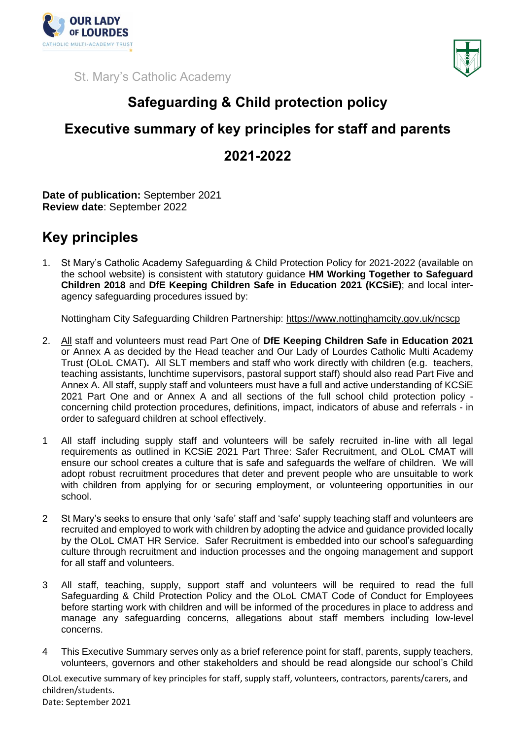OUR LADY OF LOURDES
CATHOLIC MULTI-ACADEMY TRUST

St. Mary's Catholic Academy

# Safeguarding & Child protection policy

# Executive summary of key principles for staff and parents

# 2021-2022

**Date of publication:** September 2021
**Review date**: September 2022

## Key principles

1. St Mary's Catholic Academy Safeguarding & Child Protection Policy for 2021-2022 (available on the school website) is consistent with statutory guidance **HM Working Together to Safeguard Children 2018** and **DfE Keeping Children Safe in Education 2021 (KCSiE)**; and local inter-agency safeguarding procedures issued by:

   Nottingham City Safeguarding Children Partnership: https://www.nottinghamcity.gov.uk/ncscp

2. All staff and volunteers must read Part One of **DfE Keeping Children Safe in Education 2021** or Annex A as decided by the Head teacher and Our Lady of Lourdes Catholic Multi Academy Trust (OLoL CMAT**).** All SLT members and staff who work directly with children (e.g. teachers, teaching assistants, lunchtime supervisors, pastoral support staff) should also read Part Five and Annex A. All staff, supply staff and volunteers must have a full and active understanding of KCSiE 2021 Part One and or Annex A and all sections of the full school child protection policy - concerning child protection procedures, definitions, impact, indicators of abuse and referrals - in order to safeguard children at school effectively.

1 All staff including supply staff and volunteers will be safely recruited in-line with all legal requirements as outlined in KCSiE 2021 Part Three: Safer Recruitment, and OLoL CMAT will ensure our school creates a culture that is safe and safeguards the welfare of children. We will adopt robust recruitment procedures that deter and prevent people who are unsuitable to work with children from applying for or securing employment, or volunteering opportunities in our school.

2 St Mary's seeks to ensure that only 'safe' staff and 'safe' supply teaching staff and volunteers are recruited and employed to work with children by adopting the advice and guidance provided locally by the OLoL CMAT HR Service. Safer Recruitment is embedded into our school's safeguarding culture through recruitment and induction processes and the ongoing management and support for all staff and volunteers.

3 All staff, teaching, supply, support staff and volunteers will be required to read the full Safeguarding & Child Protection Policy and the OLoL CMAT Code of Conduct for Employees before starting work with children and will be informed of the procedures in place to address and manage any safeguarding concerns, allegations about staff members including low-level concerns.

4 This Executive Summary serves only as a brief reference point for staff, parents, supply teachers, volunteers, governors and other stakeholders and should be read alongside our school's Child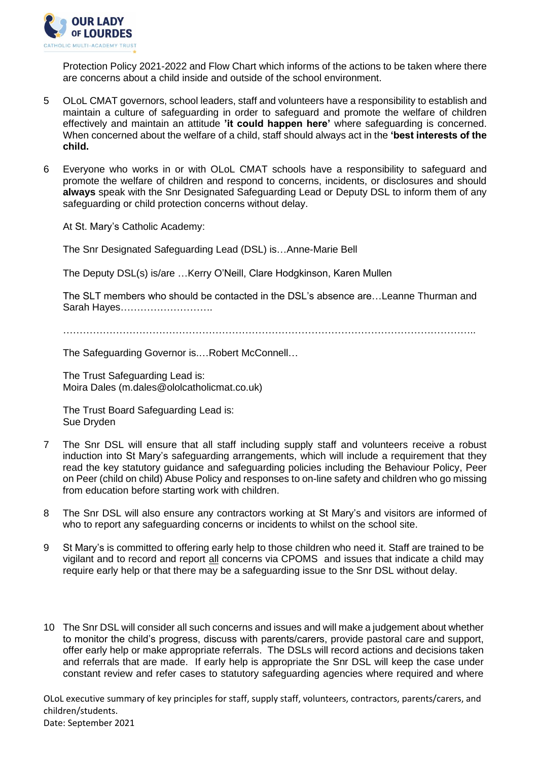Protection Policy 2021-2022 and Flow Chart which informs of the actions to be taken where there are concerns about a child inside and outside of the school environment.

5 OLoL CMAT governors, school leaders, staff and volunteers have a responsibility to establish and maintain a culture of safeguarding in order to safeguard and promote the welfare of children effectively and maintain an attitude **'it could happen here'** where safeguarding is concerned. When concerned about the welfare of a child, staff should always act in the **'best interests of the child.**

6 Everyone who works in or with OLoL CMAT schools have a responsibility to safeguard and promote the welfare of children and respond to concerns, incidents, or disclosures and should **always** speak with the Snr Designated Safeguarding Lead or Deputy DSL to inform them of any safeguarding or child protection concerns without delay.

At St. Mary's Catholic Academy:

The Snr Designated Safeguarding Lead (DSL) is…Anne-Marie Bell

The Deputy DSL(s) is/are …Kerry O'Neill, Clare Hodgkinson, Karen Mullen

The SLT members who should be contacted in the DSL's absence are…Leanne Thurman and Sarah Hayes……………………….

…………………………………………………………………………………………………………..

The Safeguarding Governor is.…Robert McConnell…

The Trust Safeguarding Lead is:
Moira Dales (m.dales@ololcatholicmat.co.uk)

The Trust Board Safeguarding Lead is:
Sue Dryden

7 The Snr DSL will ensure that all staff including supply staff and volunteers receive a robust induction into St Mary's safeguarding arrangements, which will include a requirement that they read the key statutory guidance and safeguarding policies including the Behaviour Policy, Peer on Peer (child on child) Abuse Policy and responses to on-line safety and children who go missing from education before starting work with children.

8 The Snr DSL will also ensure any contractors working at St Mary's and visitors are informed of who to report any safeguarding concerns or incidents to whilst on the school site.

9 St Mary's is committed to offering early help to those children who need it. Staff are trained to be vigilant and to record and report all concerns via CPOMS and issues that indicate a child may require early help or that there may be a safeguarding issue to the Snr DSL without delay.

10 The Snr DSL will consider all such concerns and issues and will make a judgement about whether to monitor the child's progress, discuss with parents/carers, provide pastoral care and support, offer early help or make appropriate referrals. The DSLs will record actions and decisions taken and referrals that are made. If early help is appropriate the Snr DSL will keep the case under constant review and refer cases to statutory safeguarding agencies where required and where

OLoL executive summary of key principles for staff, supply staff, volunteers, contractors, parents/carers, and children/students.
Date: September 2021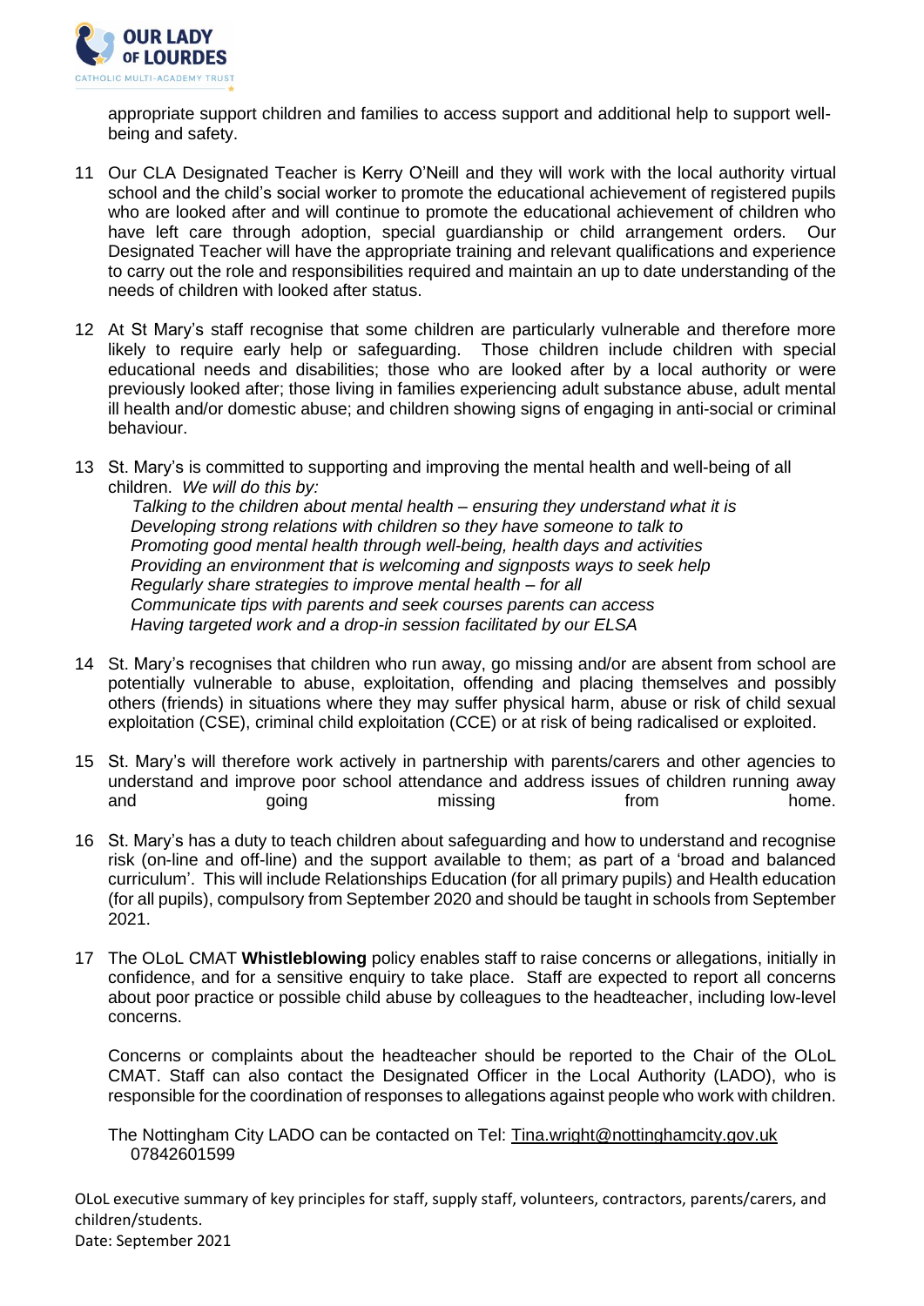appropriate support children and families to access support and additional help to support well-being and safety.

11 Our CLA Designated Teacher is Kerry O'Neill and they will work with the local authority virtual school and the child's social worker to promote the educational achievement of registered pupils who are looked after and will continue to promote the educational achievement of children who have left care through adoption, special guardianship or child arrangement orders. Our Designated Teacher will have the appropriate training and relevant qualifications and experience to carry out the role and responsibilities required and maintain an up to date understanding of the needs of children with looked after status.

12 At St Mary's staff recognise that some children are particularly vulnerable and therefore more likely to require early help or safeguarding. Those children include children with special educational needs and disabilities; those who are looked after by a local authority or were previously looked after; those living in families experiencing adult substance abuse, adult mental ill health and/or domestic abuse; and children showing signs of engaging in anti-social or criminal behaviour.

13 St. Mary's is committed to supporting and improving the mental health and well-being of all children. *We will do this by:*
   *Talking to the children about mental health – ensuring they understand what it is*
   *Developing strong relations with children so they have someone to talk to*
   *Promoting good mental health through well-being, health days and activities*
   *Providing an environment that is welcoming and signposts ways to seek help*
   *Regularly share strategies to improve mental health – for all*
   *Communicate tips with parents and seek courses parents can access*
   *Having targeted work and a drop-in session facilitated by our ELSA*

14 St. Mary's recognises that children who run away, go missing and/or are absent from school are potentially vulnerable to abuse, exploitation, offending and placing themselves and possibly others (friends) in situations where they may suffer physical harm, abuse or risk of child sexual exploitation (CSE), criminal child exploitation (CCE) or at risk of being radicalised or exploited.

15 St. Mary's will therefore work actively in partnership with parents/carers and other agencies to understand and improve poor school attendance and address issues of children running away and going missing from home.

16 St. Mary's has a duty to teach children about safeguarding and how to understand and recognise risk (on-line and off-line) and the support available to them; as part of a 'broad and balanced curriculum'. This will include Relationships Education (for all primary pupils) and Health education (for all pupils), compulsory from September 2020 and should be taught in schools from September 2021.

17 The OLoL CMAT **Whistleblowing** policy enables staff to raise concerns or allegations, initially in confidence, and for a sensitive enquiry to take place. Staff are expected to report all concerns about poor practice or possible child abuse by colleagues to the headteacher, including low-level concerns.

Concerns or complaints about the headteacher should be reported to the Chair of the OLoL CMAT. Staff can also contact the Designated Officer in the Local Authority (LADO), who is responsible for the coordination of responses to allegations against people who work with children.

The Nottingham City LADO can be contacted on Tel: Tina.wright@nottinghamcity.gov.uk 07842601599

OLoL executive summary of key principles for staff, supply staff, volunteers, contractors, parents/carers, and children/students.
Date: September 2021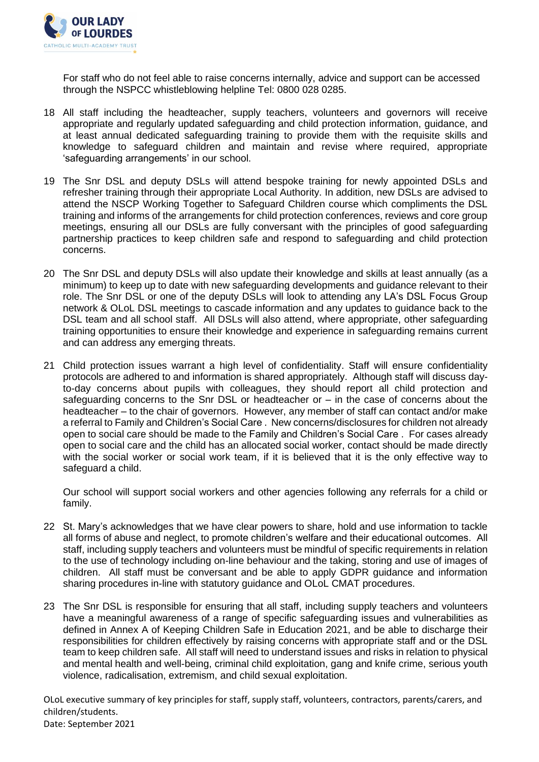For staff who do not feel able to raise concerns internally, advice and support can be accessed through the NSPCC whistleblowing helpline Tel: 0800 028 0285.

18 All staff including the headteacher, supply teachers, volunteers and governors will receive appropriate and regularly updated safeguarding and child protection information, guidance, and at least annual dedicated safeguarding training to provide them with the requisite skills and knowledge to safeguard children and maintain and revise where required, appropriate 'safeguarding arrangements' in our school.

19 The Snr DSL and deputy DSLs will attend bespoke training for newly appointed DSLs and refresher training through their appropriate Local Authority. In addition, new DSLs are advised to attend the NSCP Working Together to Safeguard Children course which compliments the DSL training and informs of the arrangements for child protection conferences, reviews and core group meetings, ensuring all our DSLs are fully conversant with the principles of good safeguarding partnership practices to keep children safe and respond to safeguarding and child protection concerns.

20 The Snr DSL and deputy DSLs will also update their knowledge and skills at least annually (as a minimum) to keep up to date with new safeguarding developments and guidance relevant to their role. The Snr DSL or one of the deputy DSLs will look to attending any LA's DSL Focus Group network & OLoL DSL meetings to cascade information and any updates to guidance back to the DSL team and all school staff. All DSLs will also attend, where appropriate, other safeguarding training opportunities to ensure their knowledge and experience in safeguarding remains current and can address any emerging threats.

21 Child protection issues warrant a high level of confidentiality. Staff will ensure confidentiality protocols are adhered to and information is shared appropriately. Although staff will discuss day-to-day concerns about pupils with colleagues, they should report all child protection and safeguarding concerns to the Snr DSL or headteacher or – in the case of concerns about the headteacher – to the chair of governors. However, any member of staff can contact and/or make a referral to Family and Children's Social Care . New concerns/disclosures for children not already open to social care should be made to the Family and Children's Social Care . For cases already open to social care and the child has an allocated social worker, contact should be made directly with the social worker or social work team, if it is believed that it is the only effective way to safeguard a child.

Our school will support social workers and other agencies following any referrals for a child or family.

22 St. Mary's acknowledges that we have clear powers to share, hold and use information to tackle all forms of abuse and neglect, to promote children's welfare and their educational outcomes. All staff, including supply teachers and volunteers must be mindful of specific requirements in relation to the use of technology including on-line behaviour and the taking, storing and use of images of children. All staff must be conversant and be able to apply GDPR guidance and information sharing procedures in-line with statutory guidance and OLoL CMAT procedures.

23 The Snr DSL is responsible for ensuring that all staff, including supply teachers and volunteers have a meaningful awareness of a range of specific safeguarding issues and vulnerabilities as defined in Annex A of Keeping Children Safe in Education 2021, and be able to discharge their responsibilities for children effectively by raising concerns with appropriate staff and or the DSL team to keep children safe. All staff will need to understand issues and risks in relation to physical and mental health and well-being, criminal child exploitation, gang and knife crime, serious youth violence, radicalisation, extremism, and child sexual exploitation.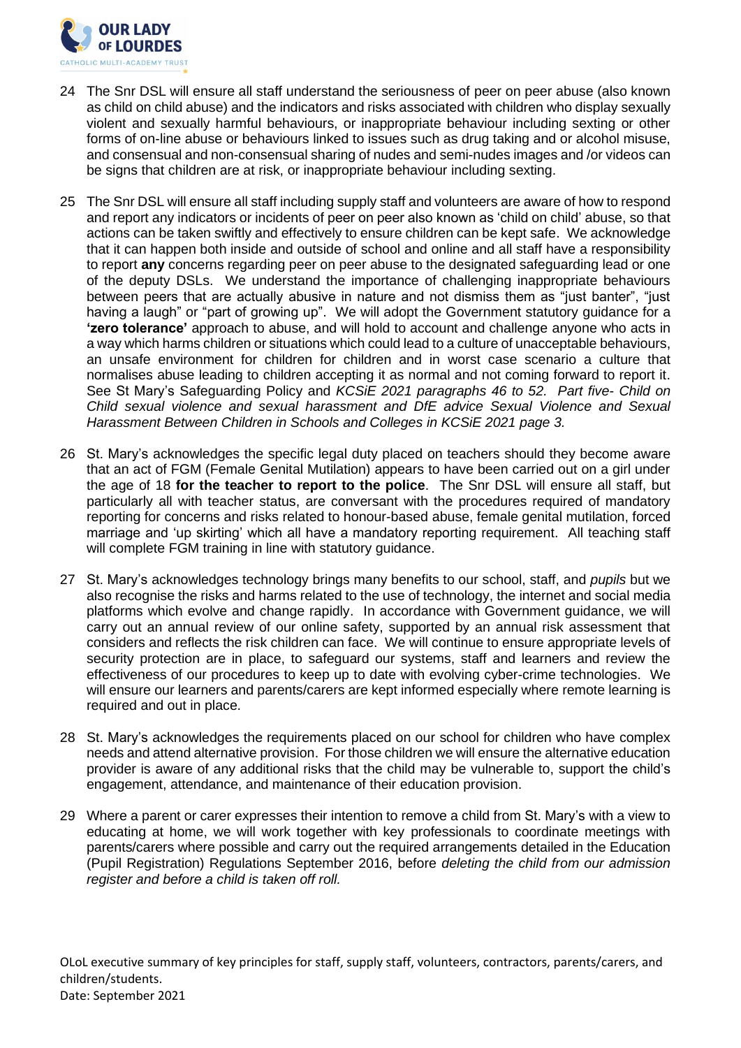24 The Snr DSL will ensure all staff understand the seriousness of peer on peer abuse (also known as child on child abuse) and the indicators and risks associated with children who display sexually violent and sexually harmful behaviours, or inappropriate behaviour including sexting or other forms of on-line abuse or behaviours linked to issues such as drug taking and or alcohol misuse, and consensual and non-consensual sharing of nudes and semi-nudes images and /or videos can be signs that children are at risk, or inappropriate behaviour including sexting.

25 The Snr DSL will ensure all staff including supply staff and volunteers are aware of how to respond and report any indicators or incidents of peer on peer also known as 'child on child' abuse, so that actions can be taken swiftly and effectively to ensure children can be kept safe. We acknowledge that it can happen both inside and outside of school and online and all staff have a responsibility to report **any** concerns regarding peer on peer abuse to the designated safeguarding lead or one of the deputy DSLs. We understand the importance of challenging inappropriate behaviours between peers that are actually abusive in nature and not dismiss them as "just banter", "just having a laugh" or "part of growing up". We will adopt the Government statutory guidance for a **'zero tolerance'** approach to abuse, and will hold to account and challenge anyone who acts in a way which harms children or situations which could lead to a culture of unacceptable behaviours, an unsafe environment for children for children and in worst case scenario a culture that normalises abuse leading to children accepting it as normal and not coming forward to report it. See St Mary's Safeguarding Policy and *KCSiE 2021 paragraphs 46 to 52. Part five- Child on Child sexual violence and sexual harassment and DfE advice Sexual Violence and Sexual Harassment Between Children in Schools and Colleges in KCSiE 2021 page 3.*

26 St. Mary's acknowledges the specific legal duty placed on teachers should they become aware that an act of FGM (Female Genital Mutilation) appears to have been carried out on a girl under the age of 18 **for the teacher to report to the police**. The Snr DSL will ensure all staff, but particularly all with teacher status, are conversant with the procedures required of mandatory reporting for concerns and risks related to honour-based abuse, female genital mutilation, forced marriage and 'up skirting' which all have a mandatory reporting requirement. All teaching staff will complete FGM training in line with statutory guidance.

27 St. Mary's acknowledges technology brings many benefits to our school, staff, and *pupils* but we also recognise the risks and harms related to the use of technology, the internet and social media platforms which evolve and change rapidly. In accordance with Government guidance, we will carry out an annual review of our online safety, supported by an annual risk assessment that considers and reflects the risk children can face. We will continue to ensure appropriate levels of security protection are in place, to safeguard our systems, staff and learners and review the effectiveness of our procedures to keep up to date with evolving cyber-crime technologies. We will ensure our learners and parents/carers are kept informed especially where remote learning is required and out in place.

28 St. Mary's acknowledges the requirements placed on our school for children who have complex needs and attend alternative provision. For those children we will ensure the alternative education provider is aware of any additional risks that the child may be vulnerable to, support the child's engagement, attendance, and maintenance of their education provision.

29 Where a parent or carer expresses their intention to remove a child from St. Mary's with a view to educating at home, we will work together with key professionals to coordinate meetings with parents/carers where possible and carry out the required arrangements detailed in the Education (Pupil Registration) Regulations September 2016, before *deleting the child from our admission register and before a child is taken off roll.*